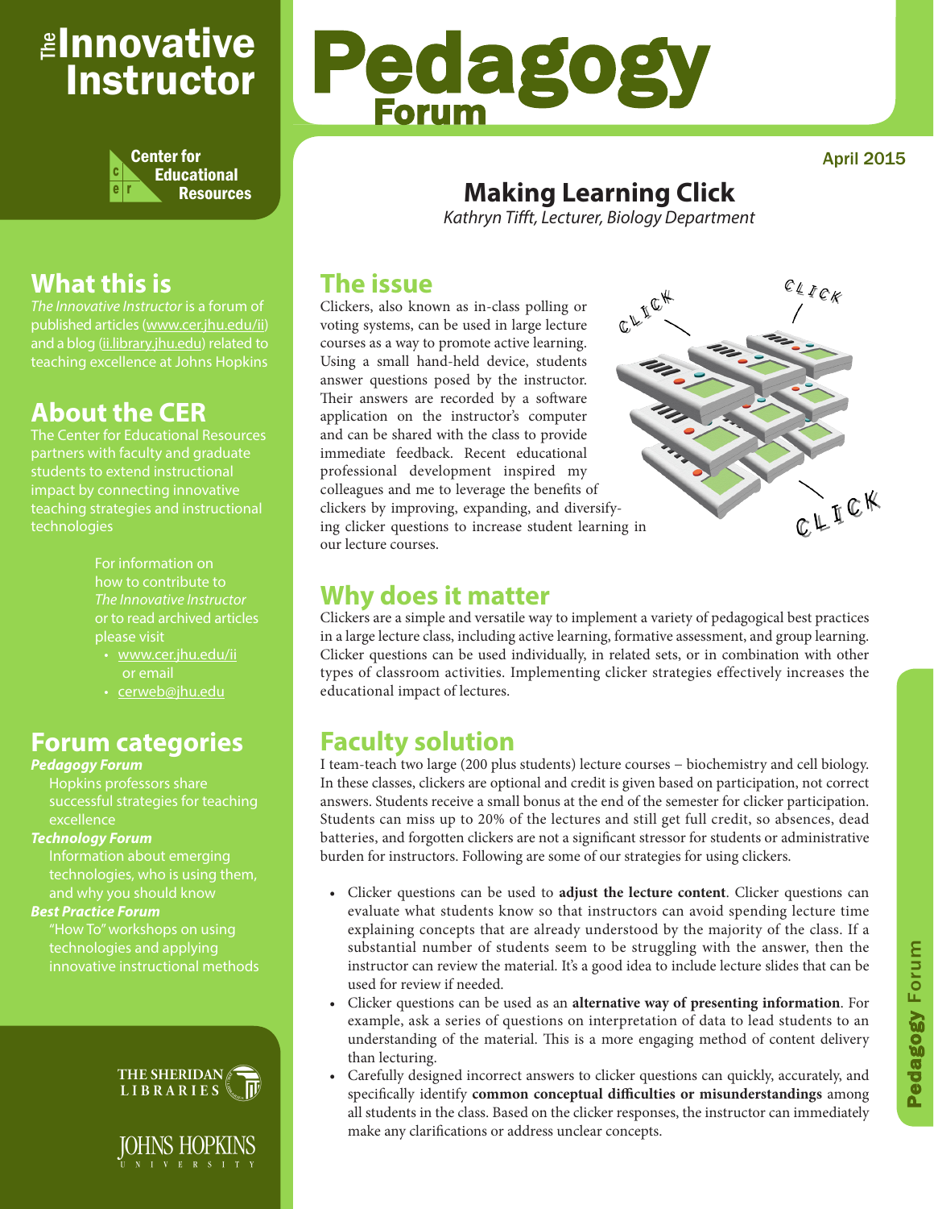# The Innovative Instructor

Center for Educational Resources

# Pedagogy Forum

April 2015

## What this is

*The Innovative Instructor* is a forum of published articles (www.cer.jhu.edu/ii) and a blog (ii.library.jhu.edu) related to teaching excellence at Johns Hopkins

## About the CER

The Center for Educational Resources partners with faculty and graduate students to extend instructional impact by connecting innovative teaching strategies and instructional technologies

For information on how to contribute to *The Innovative Instructor* or to read archived articles please visit

- www.cer.jhu.edu/ii or email
- cerweb@jhu.edu

## Forum categories

***Pedagogy Forum***
Hopkins professors share successful strategies for teaching excellence

***Technology Forum***
Information about emerging technologies, who is using them, and why you should know

***Best Practice Forum***
"How To" workshops on using technologies and applying innovative instructional methods

The Sheridan Libraries

Johns Hopkins University

# Making Learning Click

*Kathryn Tifft, Lecturer, Biology Department*

## The issue

Clickers, also known as in-class polling or voting systems, can be used in large lecture courses as a way to promote active learning. Using a small hand-held device, students answer questions posed by the instructor. Their answers are recorded by a software application on the instructor's computer and can be shared with the class to provide immediate feedback. Recent educational professional development inspired my colleagues and me to leverage the benefits of clickers by improving, expanding, and diversifying clicker questions to increase student learning in our lecture courses.

## Why does it matter

Clickers are a simple and versatile way to implement a variety of pedagogical best practices in a large lecture class, including active learning, formative assessment, and group learning. Clicker questions can be used individually, in related sets, or in combination with other types of classroom activities. Implementing clicker strategies effectively increases the educational impact of lectures.

## Faculty solution

I team-teach two large (200 plus students) lecture courses – biochemistry and cell biology. In these classes, clickers are optional and credit is given based on participation, not correct answers. Students receive a small bonus at the end of the semester for clicker participation. Students can miss up to 20% of the lectures and still get full credit, so absences, dead batteries, and forgotten clickers are not a significant stressor for students or administrative burden for instructors. Following are some of our strategies for using clickers.

- Clicker questions can be used to **adjust the lecture content**. Clicker questions can evaluate what students know so that instructors can avoid spending lecture time explaining concepts that are already understood by the majority of the class. If a substantial number of students seem to be struggling with the answer, then the instructor can review the material. It's a good idea to include lecture slides that can be used for review if needed.
- Clicker questions can be used as an **alternative way of presenting information**. For example, ask a series of questions on interpretation of data to lead students to an understanding of the material. This is a more engaging method of content delivery than lecturing.
- Carefully designed incorrect answers to clicker questions can quickly, accurately, and specifically identify **common conceptual difficulties or misunderstandings** among all students in the class. Based on the clicker responses, the instructor can immediately make any clarifications or address unclear concepts.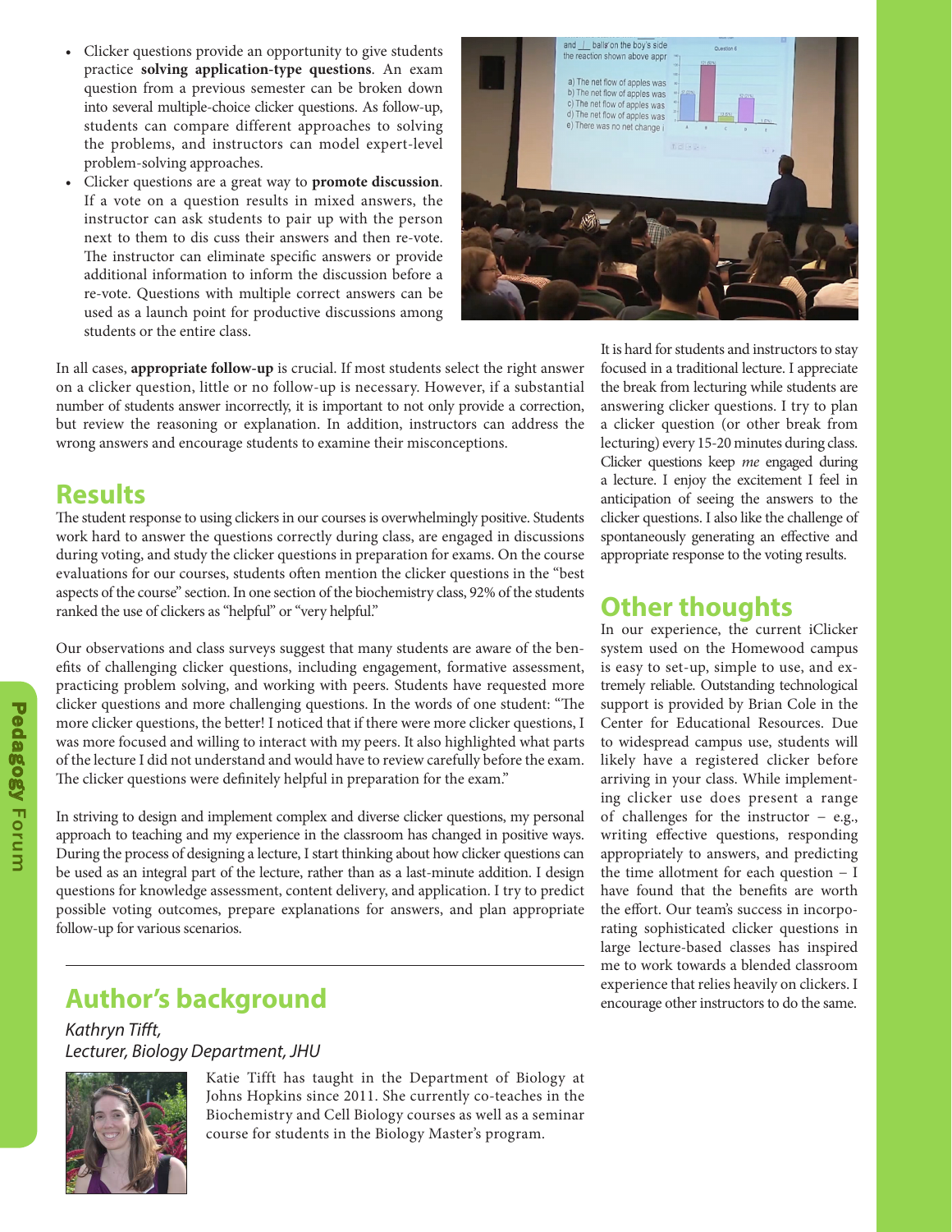- Clicker questions provide an opportunity to give students practice **solving application-type questions**. An exam question from a previous semester can be broken down into several multiple-choice clicker questions. As follow-up, students can compare different approaches to solving the problems, and instructors can model expert-level problem-solving approaches.
- Clicker questions are a great way to **promote discussion**. If a vote on a question results in mixed answers, the instructor can ask students to pair up with the person next to them to dis cuss their answers and then re-vote. The instructor can eliminate specific answers or provide additional information to inform the discussion before a re-vote. Questions with multiple correct answers can be used as a launch point for productive discussions among students or the entire class.

In all cases, **appropriate follow-up** is crucial. If most students select the right answer on a clicker question, little or no follow-up is necessary. However, if a substantial number of students answer incorrectly, it is important to not only provide a correction, but review the reasoning or explanation. In addition, instructors can address the wrong answers and encourage students to examine their misconceptions.

## Results

The student response to using clickers in our courses is overwhelmingly positive. Students work hard to answer the questions correctly during class, are engaged in discussions during voting, and study the clicker questions in preparation for exams. On the course evaluations for our courses, students often mention the clicker questions in the "best aspects of the course" section. In one section of the biochemistry class, 92% of the students ranked the use of clickers as "helpful" or "very helpful."

Our observations and class surveys suggest that many students are aware of the benefits of challenging clicker questions, including engagement, formative assessment, practicing problem solving, and working with peers. Students have requested more clicker questions and more challenging questions. In the words of one student: "The more clicker questions, the better! I noticed that if there were more clicker questions, I was more focused and willing to interact with my peers. It also highlighted what parts of the lecture I did not understand and would have to review carefully before the exam. The clicker questions were definitely helpful in preparation for the exam."

In striving to design and implement complex and diverse clicker questions, my personal approach to teaching and my experience in the classroom has changed in positive ways. During the process of designing a lecture, I start thinking about how clicker questions can be used as an integral part of the lecture, rather than as a last-minute addition. I design questions for knowledge assessment, content delivery, and application. I try to predict possible voting outcomes, prepare explanations for answers, and plan appropriate follow-up for various scenarios.

It is hard for students and instructors to stay focused in a traditional lecture. I appreciate the break from lecturing while students are answering clicker questions. I try to plan a clicker question (or other break from lecturing) every 15-20 minutes during class. Clicker questions keep *me* engaged during a lecture. I enjoy the excitement I feel in anticipation of seeing the answers to the clicker questions. I also like the challenge of spontaneously generating an effective and appropriate response to the voting results.

## Other thoughts

In our experience, the current iClicker system used on the Homewood campus is easy to set-up, simple to use, and extremely reliable. Outstanding technological support is provided by Brian Cole in the Center for Educational Resources. Due to widespread campus use, students will likely have a registered clicker before arriving in your class. While implementing clicker use does present a range of challenges for the instructor – e.g., writing effective questions, responding appropriately to answers, and predicting the time allotment for each question – I have found that the benefits are worth the effort. Our team's success in incorporating sophisticated clicker questions in large lecture-based classes has inspired me to work towards a blended classroom experience that relies heavily on clickers. I encourage other instructors to do the same.

## Author's background

*Kathryn Tifft,*
*Lecturer, Biology Department, JHU*

Katie Tifft has taught in the Department of Biology at Johns Hopkins since 2011. She currently co-teaches in the Biochemistry and Cell Biology courses as well as a seminar course for students in the Biology Master's program.